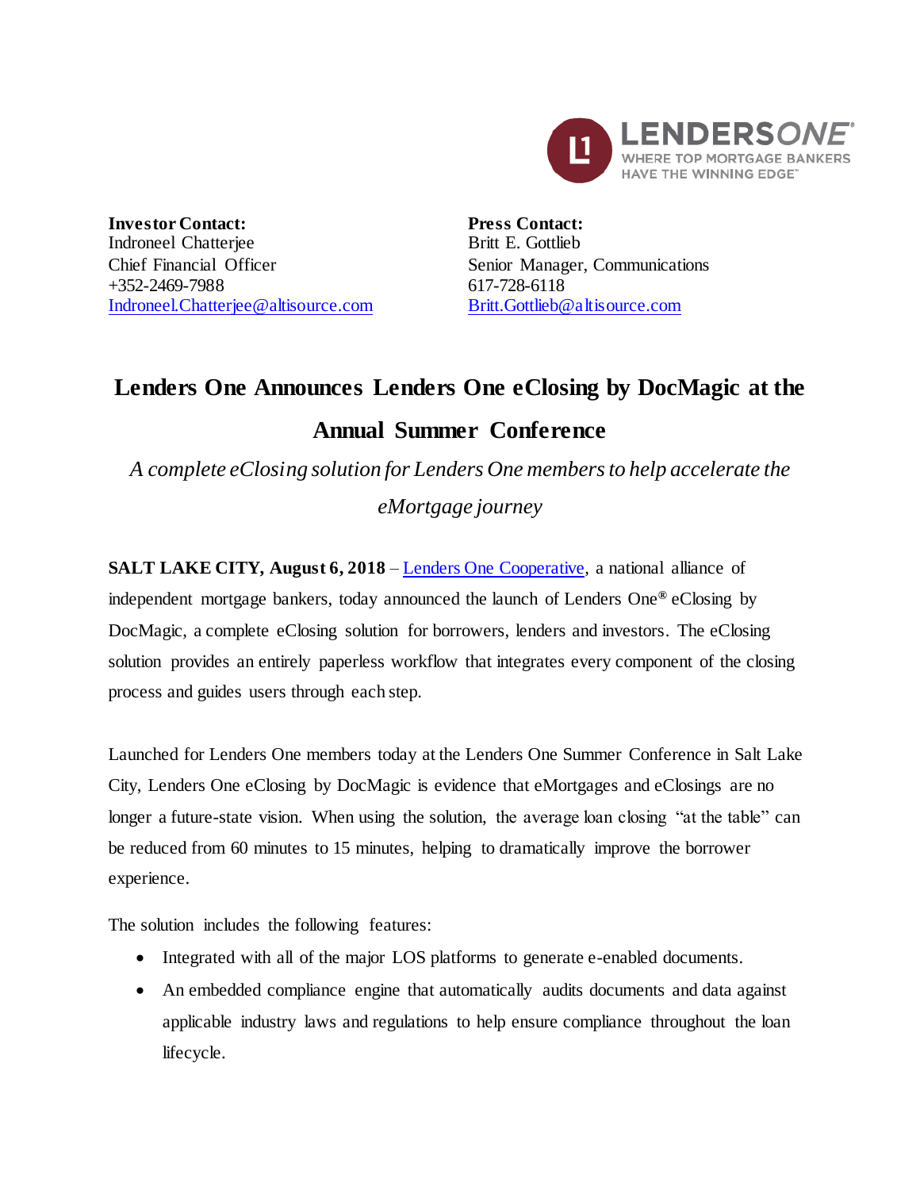**Investor Contact:**
Indroneel Chatterjee
Chief Financial Officer
+352-2469-7988
Indroneel.Chatterjee@altisource.com

**Press Contact:**
Britt E. Gottlieb
Senior Manager, Communications
617-728-6118
Britt.Gottlieb@altisource.com

# Lenders One Announces Lenders One eClosing by DocMagic at the Annual Summer Conference

*A complete eClosing solution for Lenders One members to help accelerate the eMortgage journey*

**SALT LAKE CITY, August 6, 2018** – Lenders One Cooperative, a national alliance of independent mortgage bankers, today announced the launch of Lenders One® eClosing by DocMagic, a complete eClosing solution for borrowers, lenders and investors. The eClosing solution provides an entirely paperless workflow that integrates every component of the closing process and guides users through each step.

Launched for Lenders One members today at the Lenders One Summer Conference in Salt Lake City, Lenders One eClosing by DocMagic is evidence that eMortgages and eClosings are no longer a future-state vision. When using the solution, the average loan closing "at the table" can be reduced from 60 minutes to 15 minutes, helping to dramatically improve the borrower experience.

The solution includes the following features:

- Integrated with all of the major LOS platforms to generate e-enabled documents.
- An embedded compliance engine that automatically audits documents and data against applicable industry laws and regulations to help ensure compliance throughout the loan lifecycle.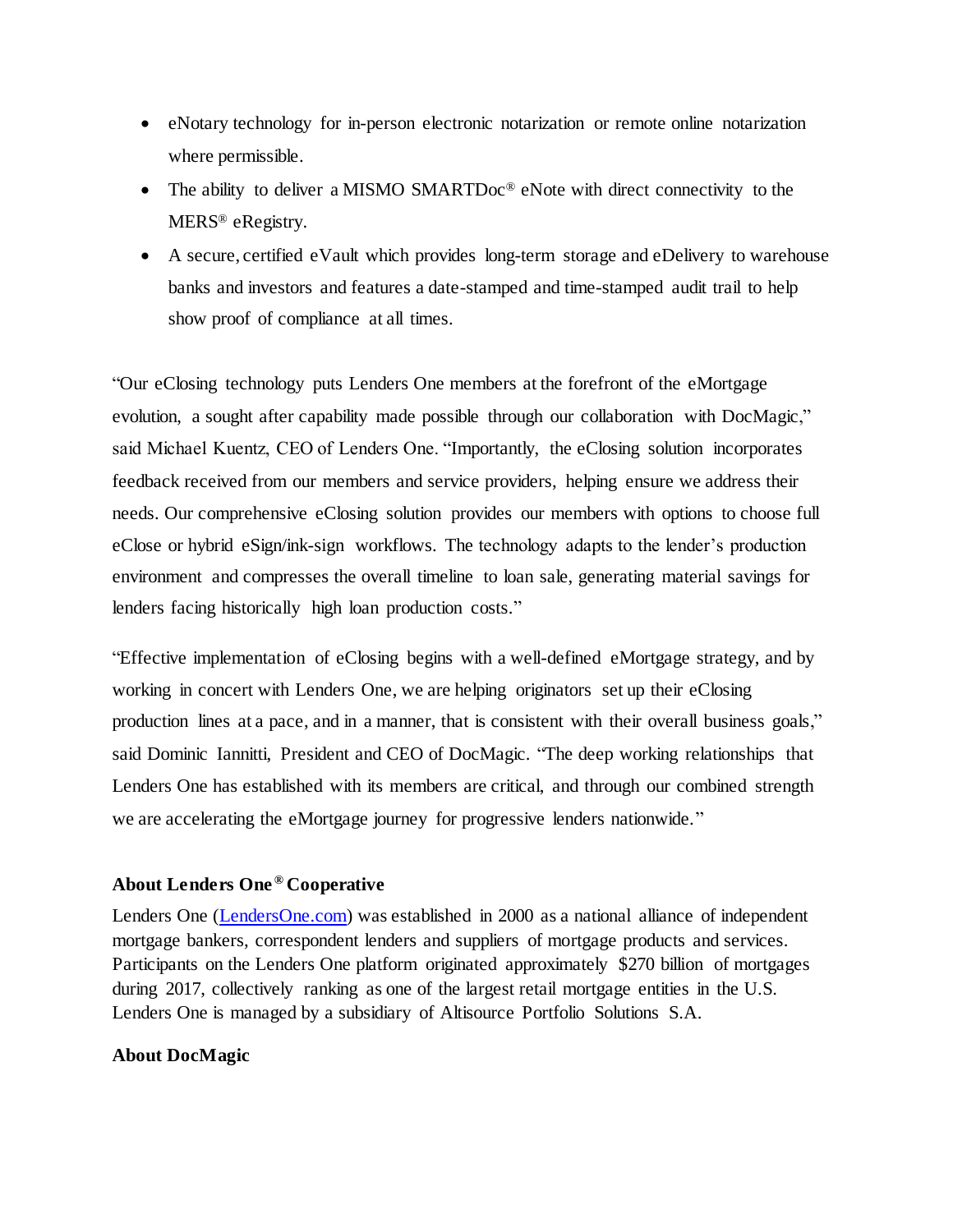- eNotary technology for in-person electronic notarization or remote online notarization where permissible.
- The ability to deliver a MISMO SMARTDoc® eNote with direct connectivity to the MERS® eRegistry.
- A secure, certified eVault which provides long-term storage and eDelivery to warehouse banks and investors and features a date-stamped and time-stamped audit trail to help show proof of compliance at all times.

"Our eClosing technology puts Lenders One members at the forefront of the eMortgage evolution, a sought after capability made possible through our collaboration with DocMagic," said Michael Kuentz, CEO of Lenders One. "Importantly, the eClosing solution incorporates feedback received from our members and service providers, helping ensure we address their needs. Our comprehensive eClosing solution provides our members with options to choose full eClose or hybrid eSign/ink-sign workflows. The technology adapts to the lender's production environment and compresses the overall timeline to loan sale, generating material savings for lenders facing historically high loan production costs."

"Effective implementation of eClosing begins with a well-defined eMortgage strategy, and by working in concert with Lenders One, we are helping originators set up their eClosing production lines at a pace, and in a manner, that is consistent with their overall business goals," said Dominic Iannitti, President and CEO of DocMagic. "The deep working relationships that Lenders One has established with its members are critical, and through our combined strength we are accelerating the eMortgage journey for progressive lenders nationwide."

**About Lenders One® Cooperative**

Lenders One ([LendersOne.com](http://LendersOne.com)) was established in 2000 as a national alliance of independent mortgage bankers, correspondent lenders and suppliers of mortgage products and services. Participants on the Lenders One platform originated approximately $270 billion of mortgages during 2017, collectively ranking as one of the largest retail mortgage entities in the U.S. Lenders One is managed by a subsidiary of Altisource Portfolio Solutions S.A.

**About DocMagic**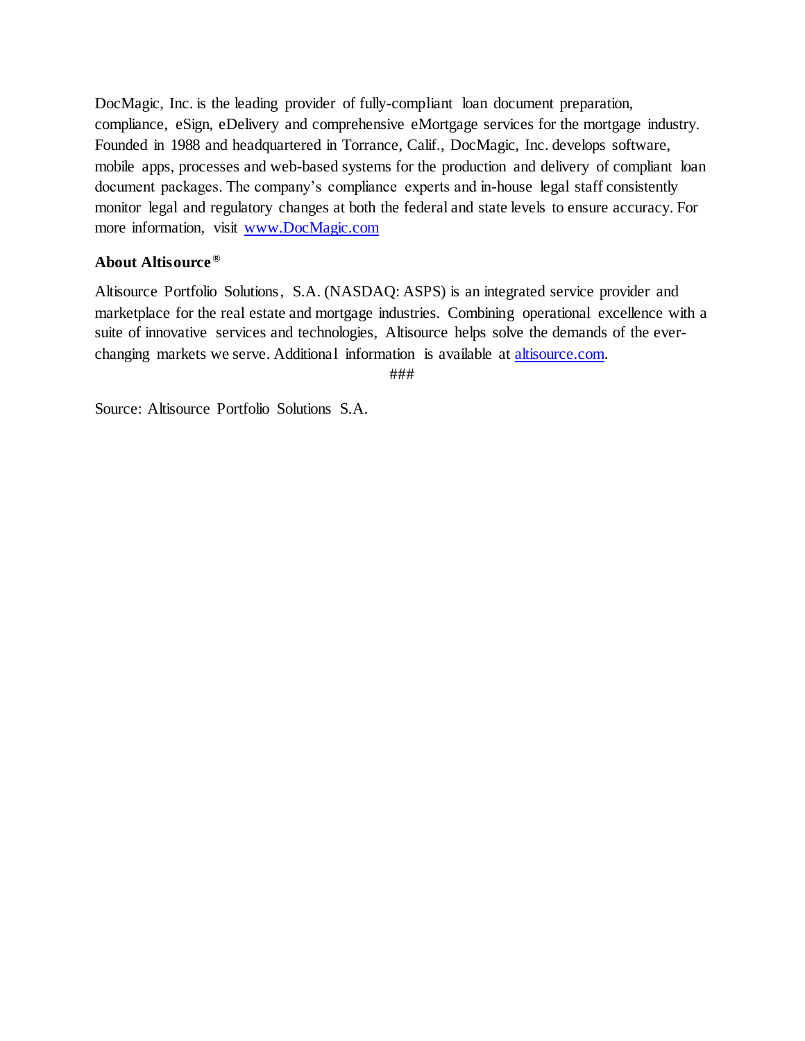DocMagic, Inc. is the leading provider of fully-compliant loan document preparation, compliance, eSign, eDelivery and comprehensive eMortgage services for the mortgage industry. Founded in 1988 and headquartered in Torrance, Calif., DocMagic, Inc. develops software, mobile apps, processes and web-based systems for the production and delivery of compliant loan document packages. The company's compliance experts and in-house legal staff consistently monitor legal and regulatory changes at both the federal and state levels to ensure accuracy. For more information, visit [www.DocMagic.com](http://www.DocMagic.com)

**About Altisource®**

Altisource Portfolio Solutions, S.A. (NASDAQ: ASPS) is an integrated service provider and marketplace for the real estate and mortgage industries. Combining operational excellence with a suite of innovative services and technologies, Altisource helps solve the demands of the ever-changing markets we serve. Additional information is available at [altisource.com](http://altisource.com).

###

Source: Altisource Portfolio Solutions S.A.